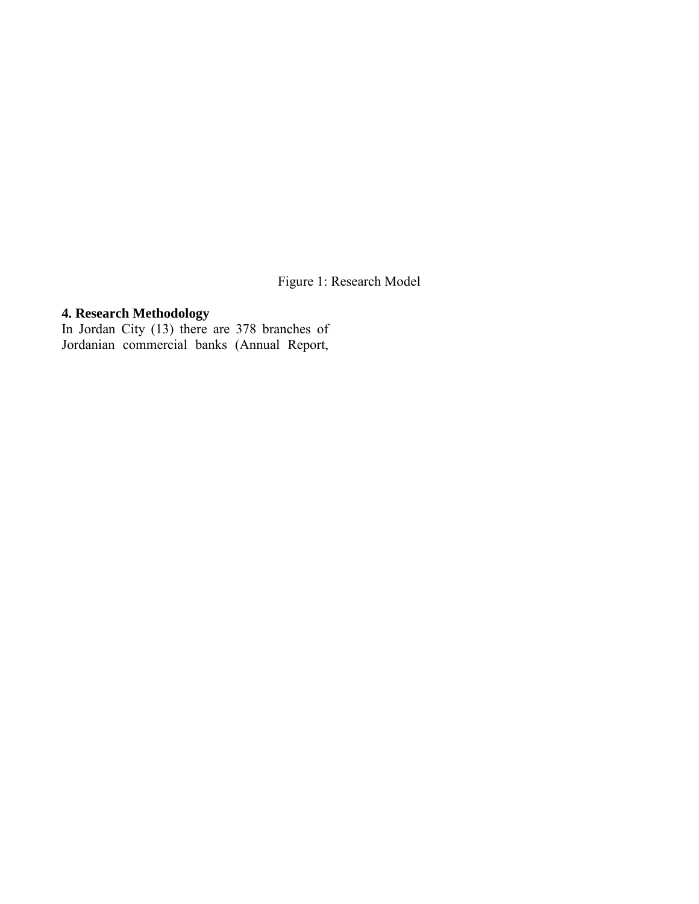Figure 1: Research Model

## 4. Research Methodology

In Jordan City (13) there are 378 branches of Jordanian commercial banks (Annual Report,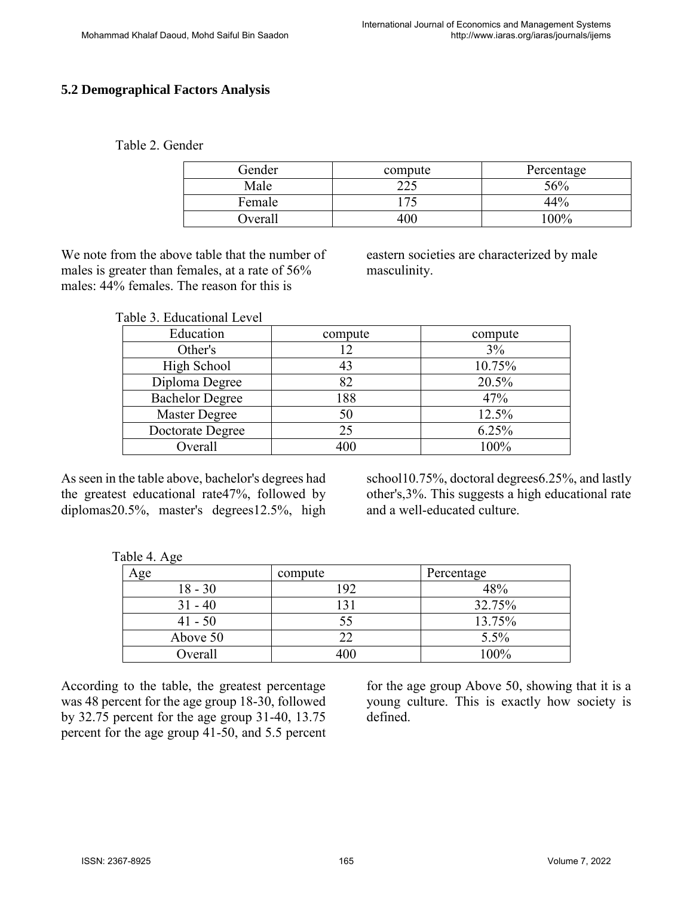### 5.2 Demographical Factors Analysis

Table 2. Gender

| Gender | compute | Percentage |
|---|---|---|
| Male | 225 | 56% |
| Female | 175 | 44% |
| Overall | 400 | 100% |

We note from the above table that the number of males is greater than females, at a rate of 56% males: 44% females. The reason for this is eastern societies are characterized by male masculinity.

Table 3. Educational Level

| Education | compute | compute |
|---|---|---|
| Other's | 12 | 3% |
| High School | 43 | 10.75% |
| Diploma Degree | 82 | 20.5% |
| Bachelor Degree | 188 | 47% |
| Master Degree | 50 | 12.5% |
| Doctorate Degree | 25 | 6.25% |
| Overall | 400 | 100% |

As seen in the table above, bachelor's degrees had the greatest educational rate47%, followed by diplomas20.5%, master's degrees12.5%, high school10.75%, doctoral degrees6.25%, and lastly other's,3%. This suggests a high educational rate and a well-educated culture.

Table 4. Age

| Age | compute | Percentage |
|---|---|---|
| 18 - 30 | 192 | 48% |
| 31 - 40 | 131 | 32.75% |
| 41 - 50 | 55 | 13.75% |
| Above 50 | 22 | 5.5% |
| Overall | 400 | 100% |

According to the table, the greatest percentage was 48 percent for the age group 18-30, followed by 32.75 percent for the age group 31-40, 13.75 percent for the age group 41-50, and 5.5 percent for the age group Above 50, showing that it is a young culture. This is exactly how society is defined.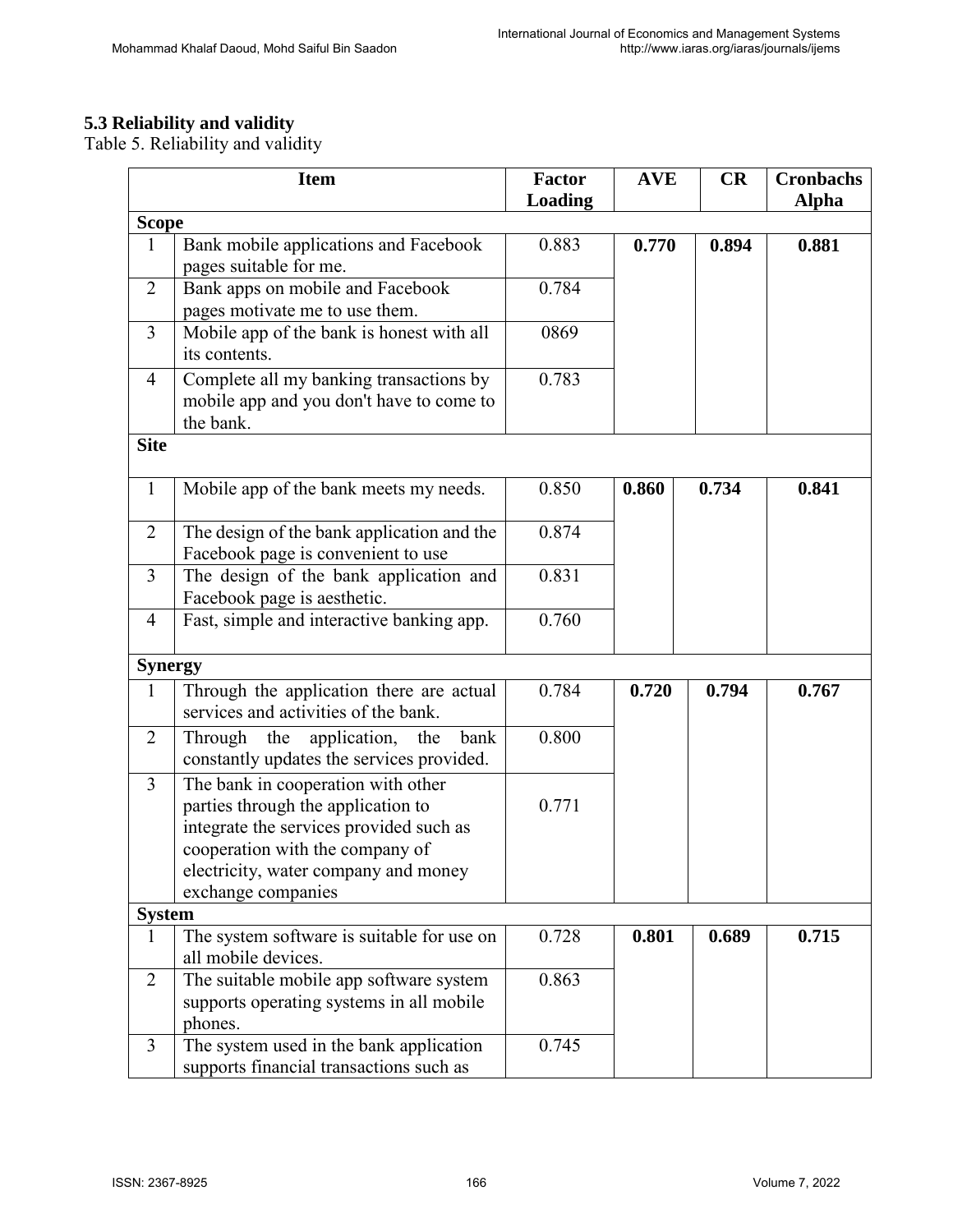### 5.3 Reliability and validity

Table 5. Reliability and validity

| Item | | Factor Loading | AVE | CR | Cronbachs Alpha |
|---|---|---|---|---|---|
| **Scope** | | | | | |
| 1 | Bank mobile applications and Facebook pages suitable for me. | 0.883 | **0.770** | **0.894** | **0.881** |
| 2 | Bank apps on mobile and Facebook pages motivate me to use them. | 0.784 | | | |
| 3 | Mobile app of the bank is honest with all its contents. | 0869 | | | |
| 4 | Complete all my banking transactions by mobile app and you don't have to come to the bank. | 0.783 | | | |
| **Site** | | | | | |
| 1 | Mobile app of the bank meets my needs. | 0.850 | **0.860** | **0.734** | **0.841** |
| 2 | The design of the bank application and the Facebook page is convenient to use | 0.874 | | | |
| 3 | The design of the bank application and Facebook page is aesthetic. | 0.831 | | | |
| 4 | Fast, simple and interactive banking app. | 0.760 | | | |
| **Synergy** | | | | | |
| 1 | Through the application there are actual services and activities of the bank. | 0.784 | **0.720** | **0.794** | **0.767** |
| 2 | Through the application, the bank constantly updates the services provided. | 0.800 | | | |
| 3 | The bank in cooperation with other parties through the application to integrate the services provided such as cooperation with the company of electricity, water company and money exchange companies | 0.771 | | | |
| **System** | | | | | |
| 1 | The system software is suitable for use on all mobile devices. | 0.728 | **0.801** | **0.689** | **0.715** |
| 2 | The suitable mobile app software system supports operating systems in all mobile phones. | 0.863 | | | |
| 3 | The system used in the bank application supports financial transactions such as | 0.745 | | | |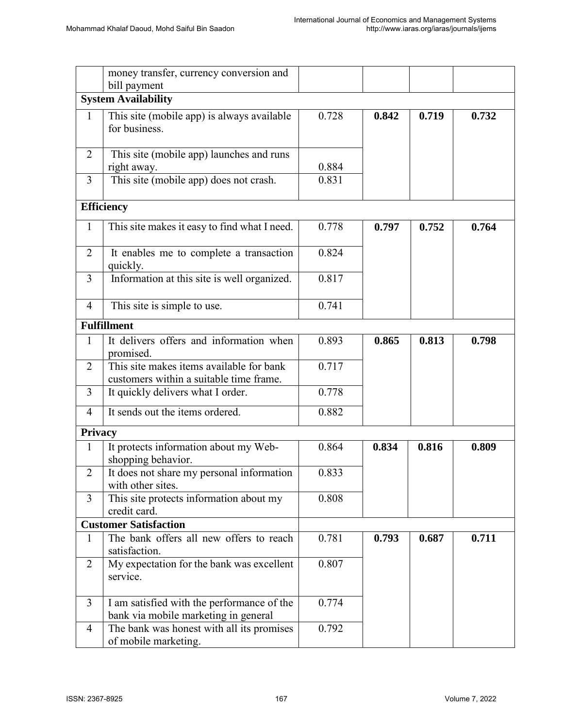|  | money transfer, currency conversion and bill payment |  |  |  |  |
|---|---|---|---|---|---|
| **System Availability** |  |  |  |  |  |
| 1 | This site (mobile app) is always available for business. | 0.728 | **0.842** | **0.719** | **0.732** |
| 2 | This site (mobile app) launches and runs right away. | 0.884 |  |  |  |
| 3 | This site (mobile app) does not crash. | 0.831 |  |  |  |
| **Efficiency** |  |  |  |  |  |
| 1 | This site makes it easy to find what I need. | 0.778 | **0.797** | **0.752** | **0.764** |
| 2 | It enables me to complete a transaction quickly. | 0.824 |  |  |  |
| 3 | Information at this site is well organized. | 0.817 |  |  |  |
| 4 | This site is simple to use. | 0.741 |  |  |  |
| **Fulfillment** |  |  |  |  |  |
| 1 | It delivers offers and information when promised. | 0.893 | **0.865** | **0.813** | **0.798** |
| 2 | This site makes items available for bank customers within a suitable time frame. | 0.717 |  |  |  |
| 3 | It quickly delivers what I order. | 0.778 |  |  |  |
| 4 | It sends out the items ordered. | 0.882 |  |  |  |
| **Privacy** |  |  |  |  |  |
| 1 | It protects information about my Web-shopping behavior. | 0.864 | **0.834** | **0.816** | **0.809** |
| 2 | It does not share my personal information with other sites. | 0.833 |  |  |  |
| 3 | This site protects information about my credit card. | 0.808 |  |  |  |
| **Customer Satisfaction** |  |  |  |  |  |
| 1 | The bank offers all new offers to reach satisfaction. | 0.781 | **0.793** | **0.687** | **0.711** |
| 2 | My expectation for the bank was excellent service. | 0.807 |  |  |  |
| 3 | I am satisfied with the performance of the bank via mobile marketing in general | 0.774 |  |  |  |
| 4 | The bank was honest with all its promises of mobile marketing. | 0.792 |  |  |  |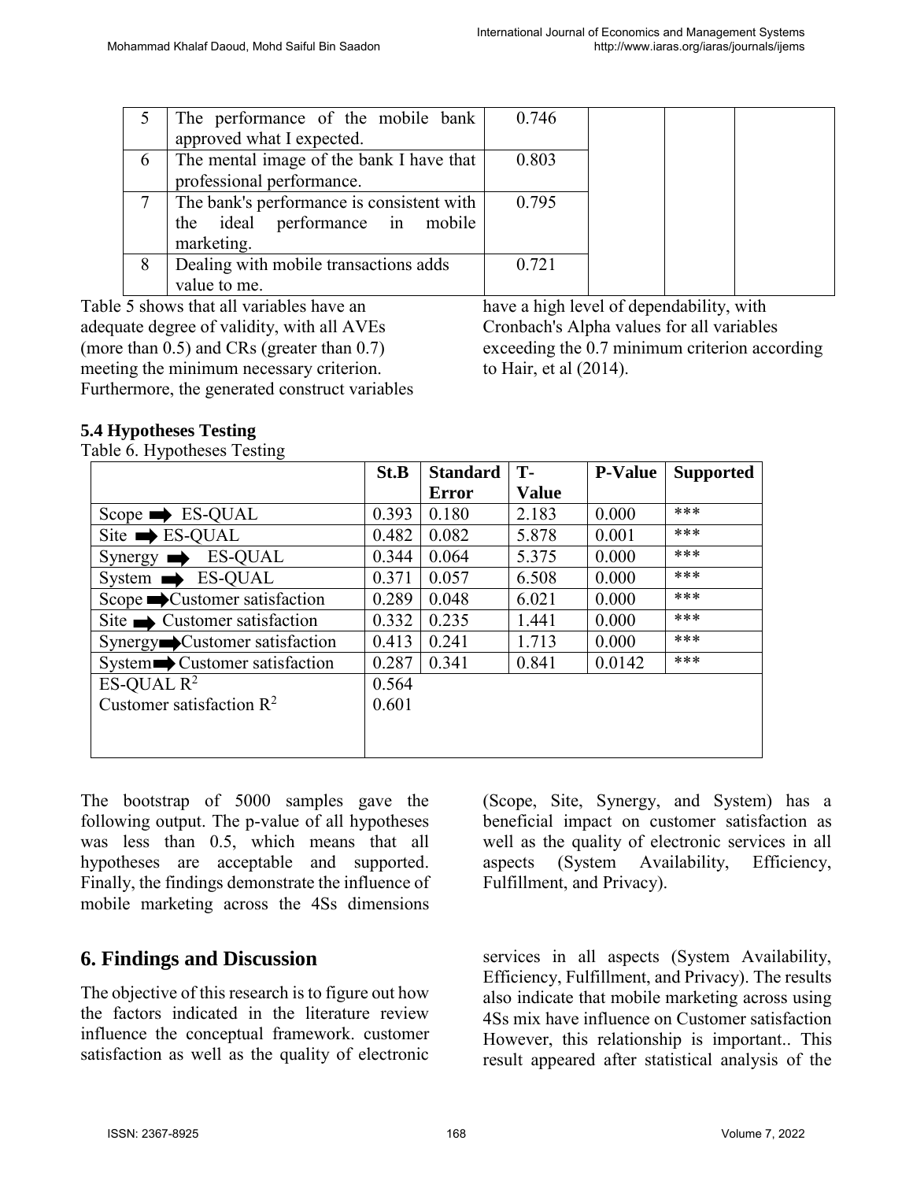| | | | | | |
|---|---|---|---|---|---|
| 5 | The performance of the mobile bank approved what I expected. | 0.746 | | | |
| 6 | The mental image of the bank I have that professional performance. | 0.803 | | | |
| 7 | The bank's performance is consistent with the ideal performance in mobile marketing. | 0.795 | | | |
| 8 | Dealing with mobile transactions adds value to me. | 0.721 | | | |

Table 5 shows that all variables have an adequate degree of validity, with all AVEs (more than 0.5) and CRs (greater than 0.7) meeting the minimum necessary criterion. Furthermore, the generated construct variables have a high level of dependability, with Cronbach's Alpha values for all variables exceeding the 0.7 minimum criterion according to Hair, et al (2014).

### 5.4 Hypotheses Testing

Table 6. Hypotheses Testing

| | St.B | Standard Error | T-Value | P-Value | Supported |
|---|---|---|---|---|---|
| Scope ➡ ES-QUAL | 0.393 | 0.180 | 2.183 | 0.000 | *** |
| Site ➡ ES-QUAL | 0.482 | 0.082 | 5.878 | 0.001 | *** |
| Synergy ➡ ES-QUAL | 0.344 | 0.064 | 5.375 | 0.000 | *** |
| System ➡ ES-QUAL | 0.371 | 0.057 | 6.508 | 0.000 | *** |
| Scope ➡ Customer satisfaction | 0.289 | 0.048 | 6.021 | 0.000 | *** |
| Site ➡ Customer satisfaction | 0.332 | 0.235 | 1.441 | 0.000 | *** |
| Synergy ➡ Customer satisfaction | 0.413 | 0.241 | 1.713 | 0.000 | *** |
| System ➡ Customer satisfaction | 0.287 | 0.341 | 0.841 | 0.0142 | *** |
| ES-QUAL $R^2$ | 0.564 | | | | |
| Customer satisfaction $R^2$ | 0.601 | | | | |

The bootstrap of 5000 samples gave the following output. The p-value of all hypotheses was less than 0.5, which means that all hypotheses are acceptable and supported. Finally, the findings demonstrate the influence of mobile marketing across the 4Ss dimensions (Scope, Site, Synergy, and System) has a beneficial impact on customer satisfaction as well as the quality of electronic services in all aspects (System Availability, Efficiency, Fulfillment, and Privacy).

## 6. Findings and Discussion

The objective of this research is to figure out how the factors indicated in the literature review influence the conceptual framework. customer satisfaction as well as the quality of electronic services in all aspects (System Availability, Efficiency, Fulfillment, and Privacy). The results also indicate that mobile marketing across using 4Ss mix have influence on Customer satisfaction However, this relationship is important.. This result appeared after statistical analysis of the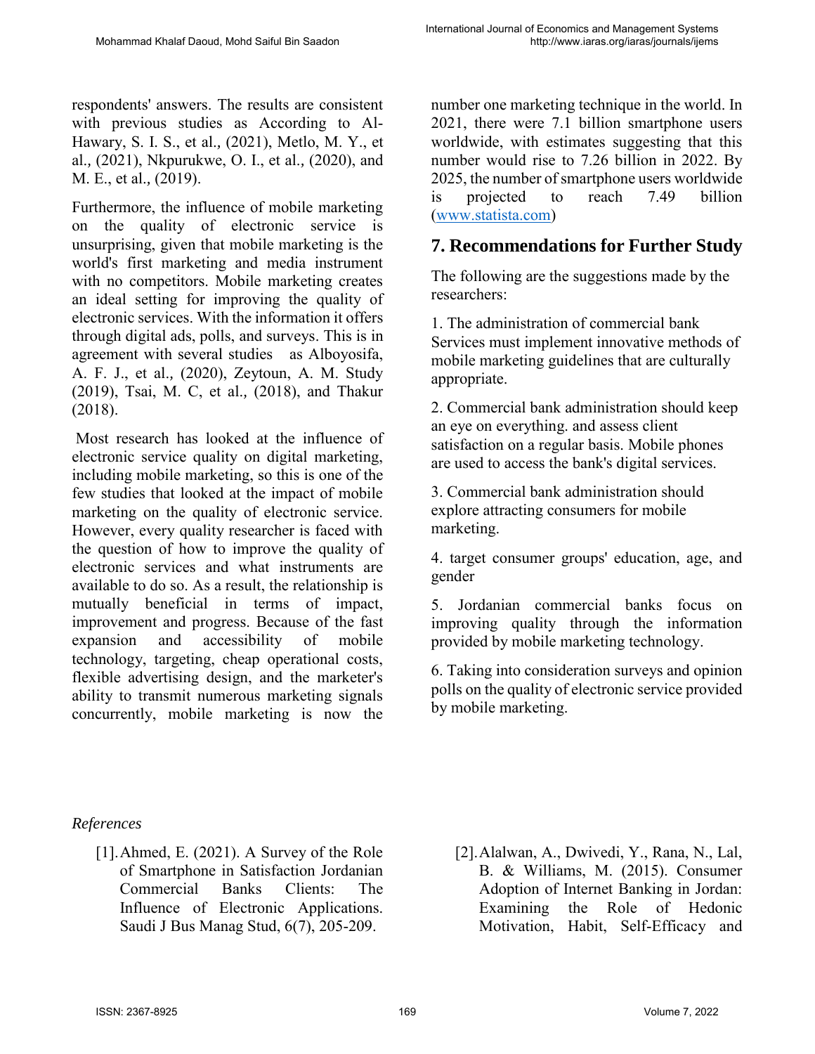respondents' answers. The results are consistent with previous studies as According to Al-Hawary, S. I. S., et al., (2021), Metlo, M. Y., et al., (2021), Nkpurukwe, O. I., et al., (2020), and M. E., et al., (2019).

Furthermore, the influence of mobile marketing on the quality of electronic service is unsurprising, given that mobile marketing is the world's first marketing and media instrument with no competitors. Mobile marketing creates an ideal setting for improving the quality of electronic services. With the information it offers through digital ads, polls, and surveys. This is in agreement with several studies as Alboyosifa, A. F. J., et al., (2020), Zeytoun, A. M. Study (2019), Tsai, M. C, et al., (2018), and Thakur (2018).

Most research has looked at the influence of electronic service quality on digital marketing, including mobile marketing, so this is one of the few studies that looked at the impact of mobile marketing on the quality of electronic service. However, every quality researcher is faced with the question of how to improve the quality of electronic services and what instruments are available to do so. As a result, the relationship is mutually beneficial in terms of impact, improvement and progress. Because of the fast expansion and accessibility of mobile technology, targeting, cheap operational costs, flexible advertising design, and the marketer's ability to transmit numerous marketing signals concurrently, mobile marketing is now the number one marketing technique in the world. In 2021, there were 7.1 billion smartphone users worldwide, with estimates suggesting that this number would rise to 7.26 billion in 2022. By 2025, the number of smartphone users worldwide is projected to reach 7.49 billion (www.statista.com)

## 7. Recommendations for Further Study

The following are the suggestions made by the researchers:

1. The administration of commercial bank Services must implement innovative methods of mobile marketing guidelines that are culturally appropriate.

2. Commercial bank administration should keep an eye on everything. and assess client satisfaction on a regular basis. Mobile phones are used to access the bank's digital services.

3. Commercial bank administration should explore attracting consumers for mobile marketing.

4. target consumer groups' education, age, and gender

5. Jordanian commercial banks focus on improving quality through the information provided by mobile marketing technology.

6. Taking into consideration surveys and opinion polls on the quality of electronic service provided by mobile marketing.

*References*

[1]. Ahmed, E. (2021). A Survey of the Role of Smartphone in Satisfaction Jordanian Commercial Banks Clients: The Influence of Electronic Applications. Saudi J Bus Manag Stud, 6(7), 205-209.

[2]. Alalwan, A., Dwivedi, Y., Rana, N., Lal, B. & Williams, M. (2015). Consumer Adoption of Internet Banking in Jordan: Examining the Role of Hedonic Motivation, Habit, Self-Efficacy and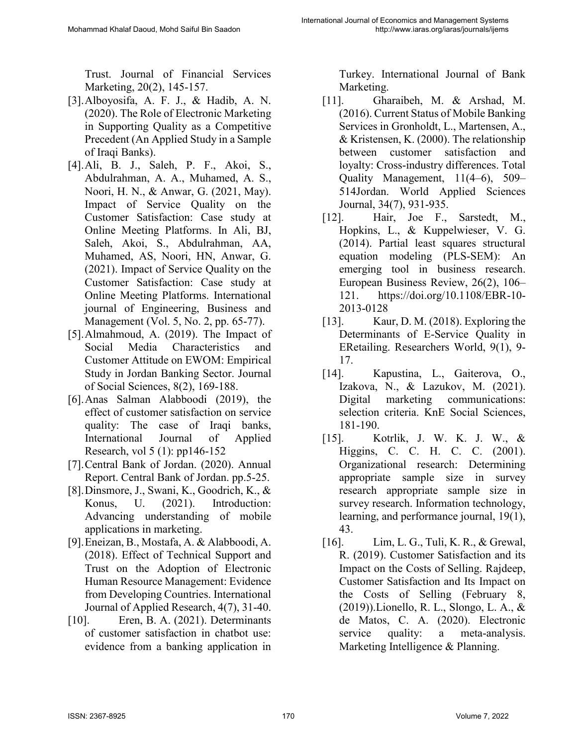Trust. Journal of Financial Services Marketing, 20(2), 145-157.

[3]. Alboyosifa, A. F. J., & Hadib, A. N. (2020). The Role of Electronic Marketing in Supporting Quality as a Competitive Precedent (An Applied Study in a Sample of Iraqi Banks).

[4]. Ali, B. J., Saleh, P. F., Akoi, S., Abdulrahman, A. A., Muhamed, A. S., Noori, H. N., & Anwar, G. (2021, May). Impact of Service Quality on the Customer Satisfaction: Case study at Online Meeting Platforms. In Ali, BJ, Saleh, Akoi, S., Abdulrahman, AA, Muhamed, AS, Noori, HN, Anwar, G. (2021). Impact of Service Quality on the Customer Satisfaction: Case study at Online Meeting Platforms. International journal of Engineering, Business and Management (Vol. 5, No. 2, pp. 65-77).

[5]. Almahmoud, A. (2019). The Impact of Social Media Characteristics and Customer Attitude on EWOM: Empirical Study in Jordan Banking Sector. Journal of Social Sciences, 8(2), 169-188.

[6]. Anas Salman Alabboodi (2019), the effect of customer satisfaction on service quality: The case of Iraqi banks, International Journal of Applied Research, vol 5 (1): pp146-152

[7]. Central Bank of Jordan. (2020). Annual Report. Central Bank of Jordan. pp.5-25.

[8]. Dinsmore, J., Swani, K., Goodrich, K., & Konus, U. (2021). Introduction: Advancing understanding of mobile applications in marketing.

[9]. Eneizan, B., Mostafa, A. & Alabboodi, A. (2018). Effect of Technical Support and Trust on the Adoption of Electronic Human Resource Management: Evidence from Developing Countries. International Journal of Applied Research, 4(7), 31-40.

[10]. Eren, B. A. (2021). Determinants of customer satisfaction in chatbot use: evidence from a banking application in Turkey. International Journal of Bank Marketing.

[11]. Gharaibeh, M. & Arshad, M. (2016). Current Status of Mobile Banking Services in Gronholdt, L., Martensen, A., & Kristensen, K. (2000). The relationship between customer satisfaction and loyalty: Cross-industry differences. Total Quality Management, 11(4–6), 509–514Jordan. World Applied Sciences Journal, 34(7), 931-935.

[12]. Hair, Joe F., Sarstedt, M., Hopkins, L., & Kuppelwieser, V. G. (2014). Partial least squares structural equation modeling (PLS-SEM): An emerging tool in business research. European Business Review, 26(2), 106–121. https://doi.org/10.1108/EBR-10-2013-0128

[13]. Kaur, D. M. (2018). Exploring the Determinants of E-Service Quality in ERetailing. Researchers World, 9(1), 9-17.

[14]. Kapustina, L., Gaiterova, O., Izakova, N., & Lazukov, M. (2021). Digital marketing communications: selection criteria. KnE Social Sciences, 181-190.

[15]. Kotrlik, J. W. K. J. W., & Higgins, C. C. H. C. C. (2001). Organizational research: Determining appropriate sample size in survey research appropriate sample size in survey research. Information technology, learning, and performance journal, 19(1), 43.

[16]. Lim, L. G., Tuli, K. R., & Grewal, R. (2019). Customer Satisfaction and its Impact on the Costs of Selling. Rajdeep, Customer Satisfaction and Its Impact on the Costs of Selling (February 8, (2019)).Lionello, R. L., Slongo, L. A., & de Matos, C. A. (2020). Electronic service quality: a meta-analysis. Marketing Intelligence & Planning.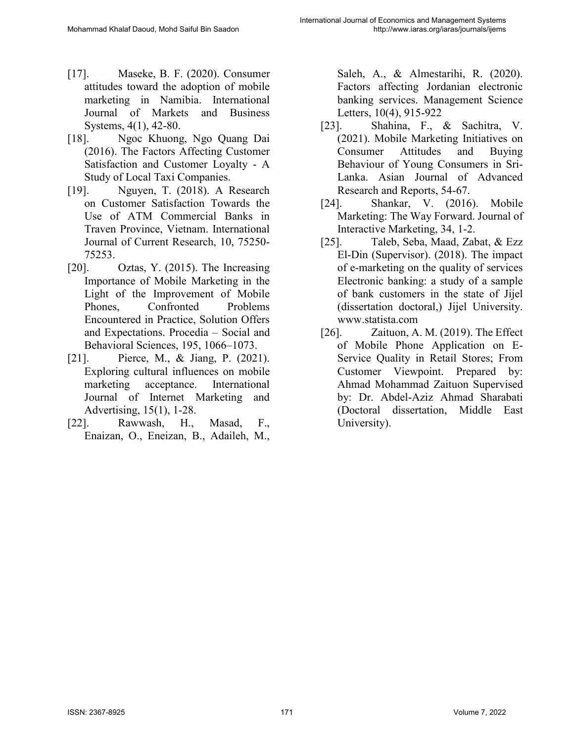[17]. Maseke, B. F. (2020). Consumer attitudes toward the adoption of mobile marketing in Namibia. International Journal of Markets and Business Systems, 4(1), 42-80.

[18]. Ngoc Khuong, Ngo Quang Dai (2016). The Factors Affecting Customer Satisfaction and Customer Loyalty - A Study of Local Taxi Companies.

[19]. Nguyen, T. (2018). A Research on Customer Satisfaction Towards the Use of ATM Commercial Banks in Traven Province, Vietnam. International Journal of Current Research, 10, 75250-75253.

[20]. Oztas, Y. (2015). The Increasing Importance of Mobile Marketing in the Light of the Improvement of Mobile Phones, Confronted Problems Encountered in Practice, Solution Offers and Expectations. Procedia – Social and Behavioral Sciences, 195, 1066–1073.

[21]. Pierce, M., & Jiang, P. (2021). Exploring cultural influences on mobile marketing acceptance. International Journal of Internet Marketing and Advertising, 15(1), 1-28.

[22]. Rawwash, H., Masad, F., Enaizan, O., Eneizan, B., Adaileh, M., Saleh, A., & Almestarihi, R. (2020). Factors affecting Jordanian electronic banking services. Management Science Letters, 10(4), 915-922

[23]. Shahina, F., & Sachitra, V. (2021). Mobile Marketing Initiatives on Consumer Attitudes and Buying Behaviour of Young Consumers in Sri-Lanka. Asian Journal of Advanced Research and Reports, 54-67.

[24]. Shankar, V. (2016). Mobile Marketing: The Way Forward. Journal of Interactive Marketing, 34, 1-2.

[25]. Taleb, Seba, Maad, Zabat, & Ezz El-Din (Supervisor). (2018). The impact of e-marketing on the quality of services Electronic banking: a study of a sample of bank customers in the state of Jijel (dissertation doctoral,) Jijel University. www.statista.com

[26]. Zaituon, A. M. (2019). The Effect of Mobile Phone Application on E-Service Quality in Retail Stores; From Customer Viewpoint. Prepared by: Ahmad Mohammad Zaituon Supervised by: Dr. Abdel-Aziz Ahmad Sharabati (Doctoral dissertation, Middle East University).